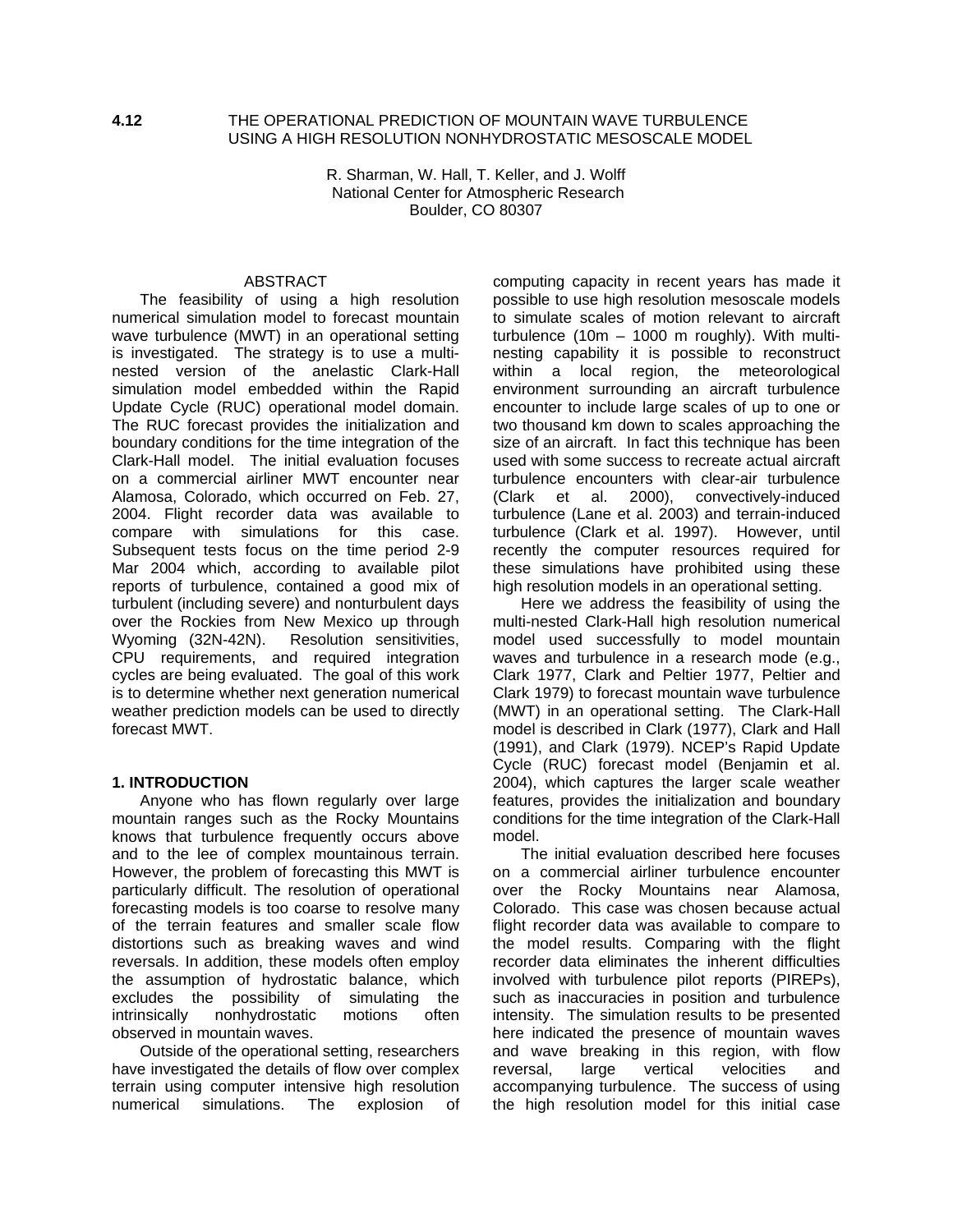**4.12 THE OPERATIONAL PREDICTION OF MOUNTAIN WAVE TURBULENCE USING A HIGH RESOLUTION NONHYDROSTATIC MESOSCALE MODEL**

R. Sharman, W. Hall, T. Keller, and J. Wolff
National Center for Atmospheric Research
Boulder, CO 80307

## ABSTRACT

The feasibility of using a high resolution numerical simulation model to forecast mountain wave turbulence (MWT) in an operational setting is investigated. The strategy is to use a multi-nested version of the anelastic Clark-Hall simulation model embedded within the Rapid Update Cycle (RUC) operational model domain. The RUC forecast provides the initialization and boundary conditions for the time integration of the Clark-Hall model. The initial evaluation focuses on a commercial airliner MWT encounter near Alamosa, Colorado, which occurred on Feb. 27, 2004. Flight recorder data was available to compare with simulations for this case. Subsequent tests focus on the time period 2-9 Mar 2004 which, according to available pilot reports of turbulence, contained a good mix of turbulent (including severe) and nonturbulent days over the Rockies from New Mexico up through Wyoming (32N-42N). Resolution sensitivities, CPU requirements, and required integration cycles are being evaluated. The goal of this work is to determine whether next generation numerical weather prediction models can be used to directly forecast MWT.

## 1. INTRODUCTION

Anyone who has flown regularly over large mountain ranges such as the Rocky Mountains knows that turbulence frequently occurs above and to the lee of complex mountainous terrain. However, the problem of forecasting this MWT is particularly difficult. The resolution of operational forecasting models is too coarse to resolve many of the terrain features and smaller scale flow distortions such as breaking waves and wind reversals. In addition, these models often employ the assumption of hydrostatic balance, which excludes the possibility of simulating the intrinsically nonhydrostatic motions often observed in mountain waves.

Outside of the operational setting, researchers have investigated the details of flow over complex terrain using computer intensive high resolution numerical simulations. The explosion of computing capacity in recent years has made it possible to use high resolution mesoscale models to simulate scales of motion relevant to aircraft turbulence (10m – 1000 m roughly). With multi-nesting capability it is possible to reconstruct within a local region, the meteorological environment surrounding an aircraft turbulence encounter to include large scales of up to one or two thousand km down to scales approaching the size of an aircraft. In fact this technique has been used with some success to recreate actual aircraft turbulence encounters with clear-air turbulence (Clark et al. 2000), convectively-induced turbulence (Lane et al. 2003) and terrain-induced turbulence (Clark et al. 1997). However, until recently the computer resources required for these simulations have prohibited using these high resolution models in an operational setting.

Here we address the feasibility of using the multi-nested Clark-Hall high resolution numerical model used successfully to model mountain waves and turbulence in a research mode (e.g., Clark 1977, Clark and Peltier 1977, Peltier and Clark 1979) to forecast mountain wave turbulence (MWT) in an operational setting. The Clark-Hall model is described in Clark (1977), Clark and Hall (1991), and Clark (1979). NCEP's Rapid Update Cycle (RUC) forecast model (Benjamin et al. 2004), which captures the larger scale weather features, provides the initialization and boundary conditions for the time integration of the Clark-Hall model.

The initial evaluation described here focuses on a commercial airliner turbulence encounter over the Rocky Mountains near Alamosa, Colorado. This case was chosen because actual flight recorder data was available to compare to the model results. Comparing with the flight recorder data eliminates the inherent difficulties involved with turbulence pilot reports (PIREPs), such as inaccuracies in position and turbulence intensity. The simulation results to be presented here indicated the presence of mountain waves and wave breaking in this region, with flow reversal, large vertical velocities and accompanying turbulence. The success of using the high resolution model for this initial case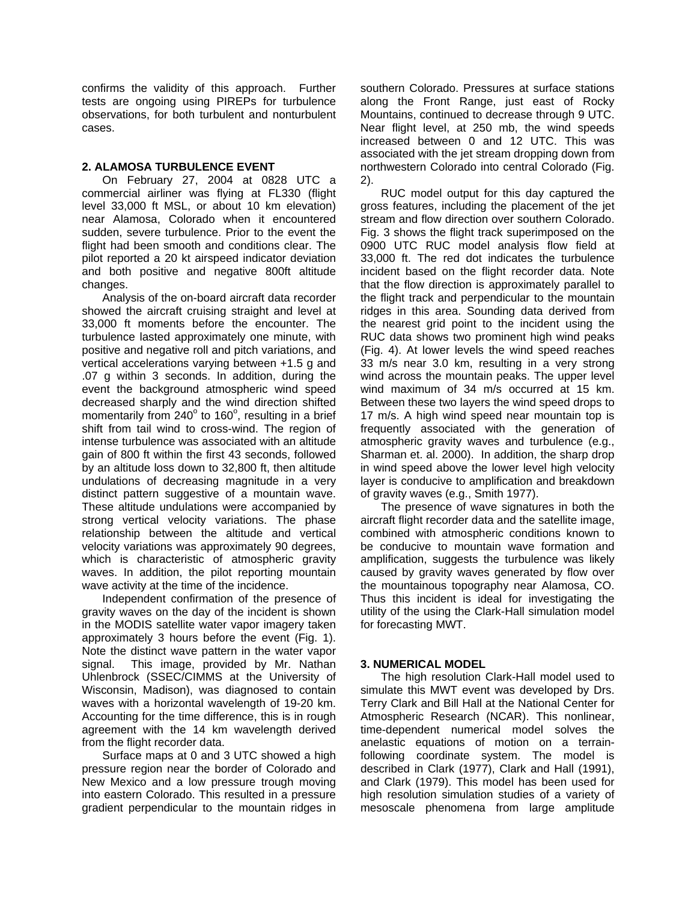confirms the validity of this approach. Further tests are ongoing using PIREPs for turbulence observations, for both turbulent and nonturbulent cases.

## 2. ALAMOSA TURBULENCE EVENT

On February 27, 2004 at 0828 UTC a commercial airliner was flying at FL330 (flight level 33,000 ft MSL, or about 10 km elevation) near Alamosa, Colorado when it encountered sudden, severe turbulence. Prior to the event the flight had been smooth and conditions clear. The pilot reported a 20 kt airspeed indicator deviation and both positive and negative 800ft altitude changes.

Analysis of the on-board aircraft data recorder showed the aircraft cruising straight and level at 33,000 ft moments before the encounter. The turbulence lasted approximately one minute, with positive and negative roll and pitch variations, and vertical accelerations varying between +1.5 g and .07 g within 3 seconds. In addition, during the event the background atmospheric wind speed decreased sharply and the wind direction shifted momentarily from 240$^o$ to 160$^o$, resulting in a brief shift from tail wind to cross-wind. The region of intense turbulence was associated with an altitude gain of 800 ft within the first 43 seconds, followed by an altitude loss down to 32,800 ft, then altitude undulations of decreasing magnitude in a very distinct pattern suggestive of a mountain wave. These altitude undulations were accompanied by strong vertical velocity variations. The phase relationship between the altitude and vertical velocity variations was approximately 90 degrees, which is characteristic of atmospheric gravity waves. In addition, the pilot reporting mountain wave activity at the time of the incidence.

Independent confirmation of the presence of gravity waves on the day of the incident is shown in the MODIS satellite water vapor imagery taken approximately 3 hours before the event (Fig. 1). Note the distinct wave pattern in the water vapor signal. This image, provided by Mr. Nathan Uhlenbrock (SSEC/CIMMS at the University of Wisconsin, Madison), was diagnosed to contain waves with a horizontal wavelength of 19-20 km. Accounting for the time difference, this is in rough agreement with the 14 km wavelength derived from the flight recorder data.

Surface maps at 0 and 3 UTC showed a high pressure region near the border of Colorado and New Mexico and a low pressure trough moving into eastern Colorado. This resulted in a pressure gradient perpendicular to the mountain ridges in southern Colorado. Pressures at surface stations along the Front Range, just east of Rocky Mountains, continued to decrease through 9 UTC. Near flight level, at 250 mb, the wind speeds increased between 0 and 12 UTC. This was associated with the jet stream dropping down from northwestern Colorado into central Colorado (Fig. 2).

RUC model output for this day captured the gross features, including the placement of the jet stream and flow direction over southern Colorado. Fig. 3 shows the flight track superimposed on the 0900 UTC RUC model analysis flow field at 33,000 ft. The red dot indicates the turbulence incident based on the flight recorder data. Note that the flow direction is approximately parallel to the flight track and perpendicular to the mountain ridges in this area. Sounding data derived from the nearest grid point to the incident using the RUC data shows two prominent high wind peaks (Fig. 4). At lower levels the wind speed reaches 33 m/s near 3.0 km, resulting in a very strong wind across the mountain peaks. The upper level wind maximum of 34 m/s occurred at 15 km. Between these two layers the wind speed drops to 17 m/s. A high wind speed near mountain top is frequently associated with the generation of atmospheric gravity waves and turbulence (e.g., Sharman et. al. 2000). In addition, the sharp drop in wind speed above the lower level high velocity layer is conducive to amplification and breakdown of gravity waves (e.g., Smith 1977).

The presence of wave signatures in both the aircraft flight recorder data and the satellite image, combined with atmospheric conditions known to be conducive to mountain wave formation and amplification, suggests the turbulence was likely caused by gravity waves generated by flow over the mountainous topography near Alamosa, CO. Thus this incident is ideal for investigating the utility of the using the Clark-Hall simulation model for forecasting MWT.

## 3. NUMERICAL MODEL

The high resolution Clark-Hall model used to simulate this MWT event was developed by Drs. Terry Clark and Bill Hall at the National Center for Atmospheric Research (NCAR). This nonlinear, time-dependent numerical model solves the anelastic equations of motion on a terrain-following coordinate system. The model is described in Clark (1977), Clark and Hall (1991), and Clark (1979). This model has been used for high resolution simulation studies of a variety of mesoscale phenomena from large amplitude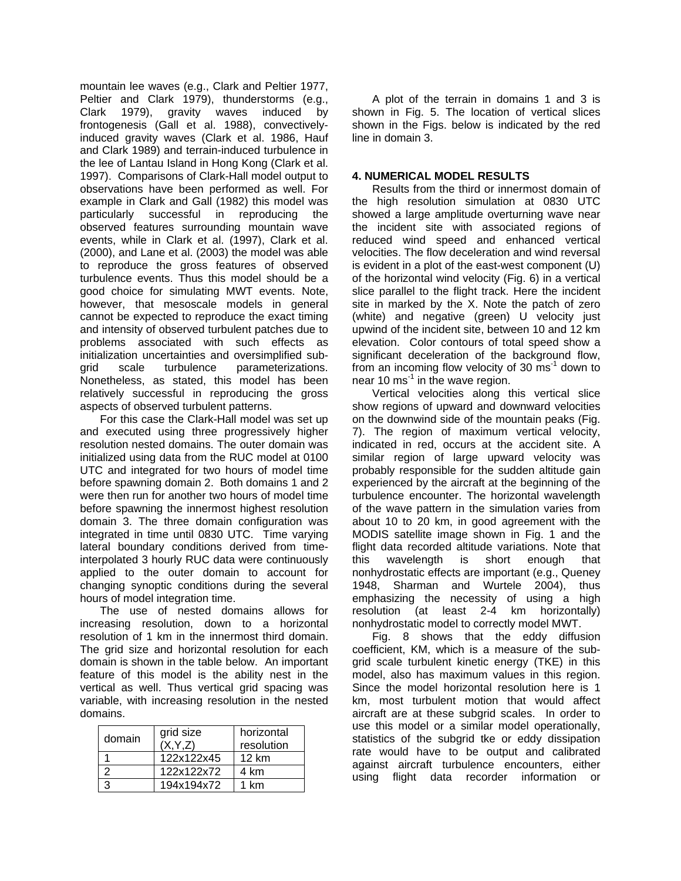mountain lee waves (e.g., Clark and Peltier 1977, Peltier and Clark 1979), thunderstorms (e.g., Clark 1979), gravity waves induced by frontogenesis (Gall et al. 1988), convectively-induced gravity waves (Clark et al. 1986, Hauf and Clark 1989) and terrain-induced turbulence in the lee of Lantau Island in Hong Kong (Clark et al. 1997). Comparisons of Clark-Hall model output to observations have been performed as well. For example in Clark and Gall (1982) this model was particularly successful in reproducing the observed features surrounding mountain wave events, while in Clark et al. (1997), Clark et al. (2000), and Lane et al. (2003) the model was able to reproduce the gross features of observed turbulence events. Thus this model should be a good choice for simulating MWT events. Note, however, that mesoscale models in general cannot be expected to reproduce the exact timing and intensity of observed turbulent patches due to problems associated with such effects as initialization uncertainties and oversimplified sub-grid scale turbulence parameterizations. Nonetheless, as stated, this model has been relatively successful in reproducing the gross aspects of observed turbulent patterns.

For this case the Clark-Hall model was set up and executed using three progressively higher resolution nested domains. The outer domain was initialized using data from the RUC model at 0100 UTC and integrated for two hours of model time before spawning domain 2. Both domains 1 and 2 were then run for another two hours of model time before spawning the innermost highest resolution domain 3. The three domain configuration was integrated in time until 0830 UTC. Time varying lateral boundary conditions derived from time-interpolated 3 hourly RUC data were continuously applied to the outer domain to account for changing synoptic conditions during the several hours of model integration time.

The use of nested domains allows for increasing resolution, down to a horizontal resolution of 1 km in the innermost third domain. The grid size and horizontal resolution for each domain is shown in the table below. An important feature of this model is the ability nest in the vertical as well. Thus vertical grid spacing was variable, with increasing resolution in the nested domains.

| domain | grid size (X,Y,Z) | horizontal resolution |
|---|---|---|
| 1 | 122x122x45 | 12 km |
| 2 | 122x122x72 | 4 km |
| 3 | 194x194x72 | 1 km |

A plot of the terrain in domains 1 and 3 is shown in Fig. 5. The location of vertical slices shown in the Figs. below is indicated by the red line in domain 3.

## 4. NUMERICAL MODEL RESULTS

Results from the third or innermost domain of the high resolution simulation at 0830 UTC showed a large amplitude overturning wave near the incident site with associated regions of reduced wind speed and enhanced vertical velocities. The flow deceleration and wind reversal is evident in a plot of the east-west component (U) of the horizontal wind velocity (Fig. 6) in a vertical slice parallel to the flight track. Here the incident site in marked by the X. Note the patch of zero (white) and negative (green) U velocity just upwind of the incident site, between 10 and 12 km elevation. Color contours of total speed show a significant deceleration of the background flow, from an incoming flow velocity of 30 $ms^{-1}$ down to near 10 $ms^{-1}$ in the wave region.

Vertical velocities along this vertical slice show regions of upward and downward velocities on the downwind side of the mountain peaks (Fig. 7). The region of maximum vertical velocity, indicated in red, occurs at the accident site. A similar region of large upward velocity was probably responsible for the sudden altitude gain experienced by the aircraft at the beginning of the turbulence encounter. The horizontal wavelength of the wave pattern in the simulation varies from about 10 to 20 km, in good agreement with the MODIS satellite image shown in Fig. 1 and the flight data recorded altitude variations. Note that this wavelength is short enough that nonhydrostatic effects are important (e.g., Queney 1948, Sharman and Wurtele 2004), thus emphasizing the necessity of using a high resolution (at least 2-4 km horizontally) nonhydrostatic model to correctly model MWT.

Fig. 8 shows that the eddy diffusion coefficient, KM, which is a measure of the sub-grid scale turbulent kinetic energy (TKE) in this model, also has maximum values in this region. Since the model horizontal resolution here is 1 km, most turbulent motion that would affect aircraft are at these subgrid scales. In order to use this model or a similar model operationally, statistics of the subgrid tke or eddy dissipation rate would have to be output and calibrated against aircraft turbulence encounters, either using flight data recorder information or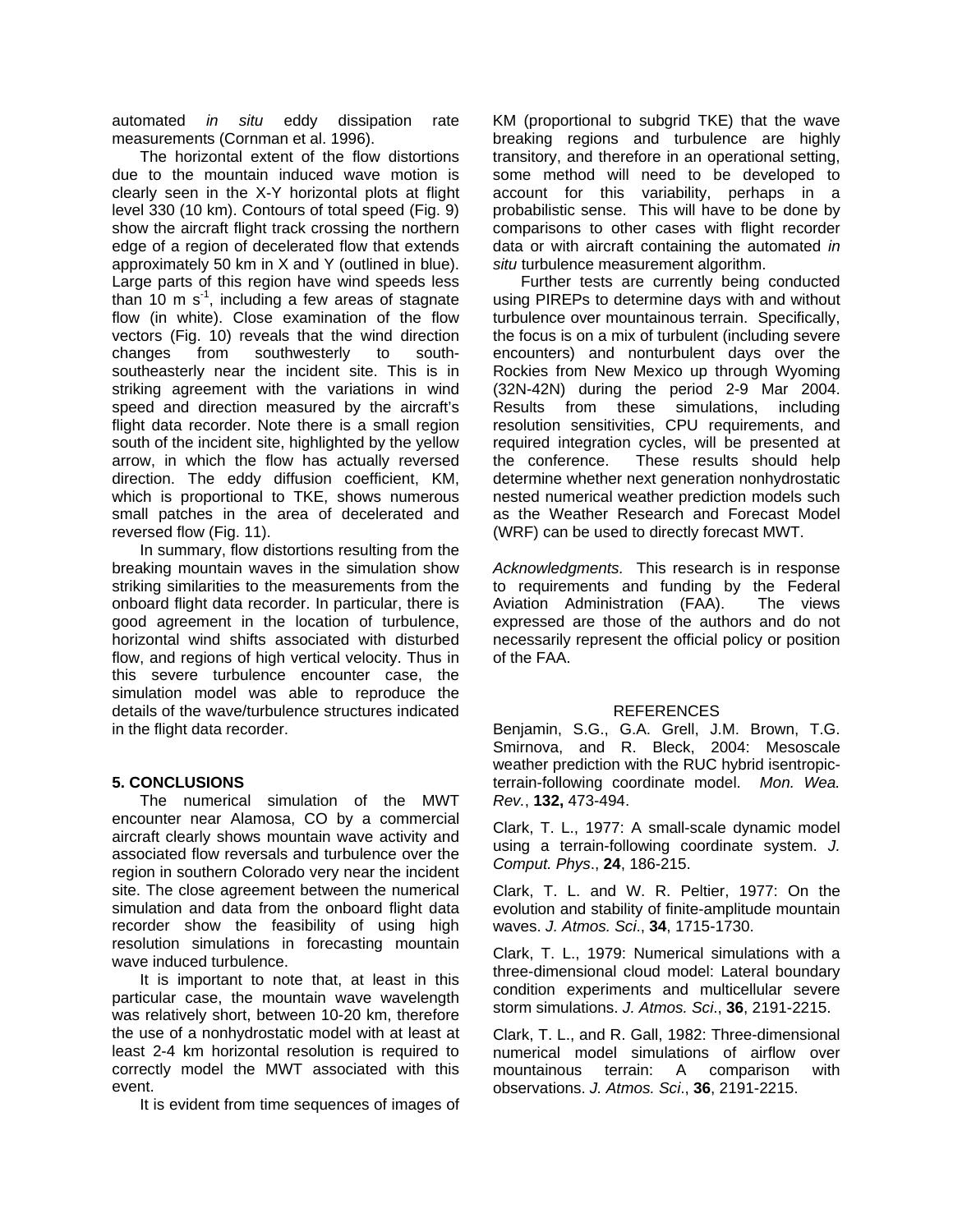automated *in situ* eddy dissipation rate measurements (Cornman et al. 1996).

The horizontal extent of the flow distortions due to the mountain induced wave motion is clearly seen in the X-Y horizontal plots at flight level 330 (10 km). Contours of total speed (Fig. 9) show the aircraft flight track crossing the northern edge of a region of decelerated flow that extends approximately 50 km in X and Y (outlined in blue). Large parts of this region have wind speeds less than 10 m $s^{-1}$, including a few areas of stagnate flow (in white). Close examination of the flow vectors (Fig. 10) reveals that the wind direction changes from southwesterly to south-southeasterly near the incident site. This is in striking agreement with the variations in wind speed and direction measured by the aircraft's flight data recorder. Note there is a small region south of the incident site, highlighted by the yellow arrow, in which the flow has actually reversed direction. The eddy diffusion coefficient, KM, which is proportional to TKE, shows numerous small patches in the area of decelerated and reversed flow (Fig. 11).

In summary, flow distortions resulting from the breaking mountain waves in the simulation show striking similarities to the measurements from the onboard flight data recorder. In particular, there is good agreement in the location of turbulence, horizontal wind shifts associated with disturbed flow, and regions of high vertical velocity. Thus in this severe turbulence encounter case, the simulation model was able to reproduce the details of the wave/turbulence structures indicated in the flight data recorder.

## 5. CONCLUSIONS

The numerical simulation of the MWT encounter near Alamosa, CO by a commercial aircraft clearly shows mountain wave activity and associated flow reversals and turbulence over the region in southern Colorado very near the incident site. The close agreement between the numerical simulation and data from the onboard flight data recorder show the feasibility of using high resolution simulations in forecasting mountain wave induced turbulence.

It is important to note that, at least in this particular case, the mountain wave wavelength was relatively short, between 10-20 km, therefore the use of a nonhydrostatic model with at least at least 2-4 km horizontal resolution is required to correctly model the MWT associated with this event.

It is evident from time sequences of images of KM (proportional to subgrid TKE) that the wave breaking regions and turbulence are highly transitory, and therefore in an operational setting, some method will need to be developed to account for this variability, perhaps in a probabilistic sense. This will have to be done by comparisons to other cases with flight recorder data or with aircraft containing the automated *in situ* turbulence measurement algorithm.

Further tests are currently being conducted using PIREPs to determine days with and without turbulence over mountainous terrain. Specifically, the focus is on a mix of turbulent (including severe encounters) and nonturbulent days over the Rockies from New Mexico up through Wyoming (32N-42N) during the period 2-9 Mar 2004. Results from these simulations, including resolution sensitivities, CPU requirements, and required integration cycles, will be presented at the conference. These results should help determine whether next generation nonhydrostatic nested numerical weather prediction models such as the Weather Research and Forecast Model (WRF) can be used to directly forecast MWT.

*Acknowledgments.* This research is in response to requirements and funding by the Federal Aviation Administration (FAA). The views expressed are those of the authors and do not necessarily represent the official policy or position of the FAA.

## REFERENCES

Benjamin, S.G., G.A. Grell, J.M. Brown, T.G. Smirnova, and R. Bleck, 2004: Mesoscale weather prediction with the RUC hybrid isentropic-terrain-following coordinate model. *Mon. Wea. Rev.*, **132,** 473-494.

Clark, T. L., 1977: A small-scale dynamic model using a terrain-following coordinate system. *J. Comput. Phys*., **24**, 186-215.

Clark, T. L. and W. R. Peltier, 1977: On the evolution and stability of finite-amplitude mountain waves. *J. Atmos. Sci*., **34**, 1715-1730.

Clark, T. L., 1979: Numerical simulations with a three-dimensional cloud model: Lateral boundary condition experiments and multicellular severe storm simulations. *J. Atmos. Sci*., **36**, 2191-2215.

Clark, T. L., and R. Gall, 1982: Three-dimensional numerical model simulations of airflow over mountainous terrain: A comparison with observations. *J. Atmos. Sci*., **36**, 2191-2215.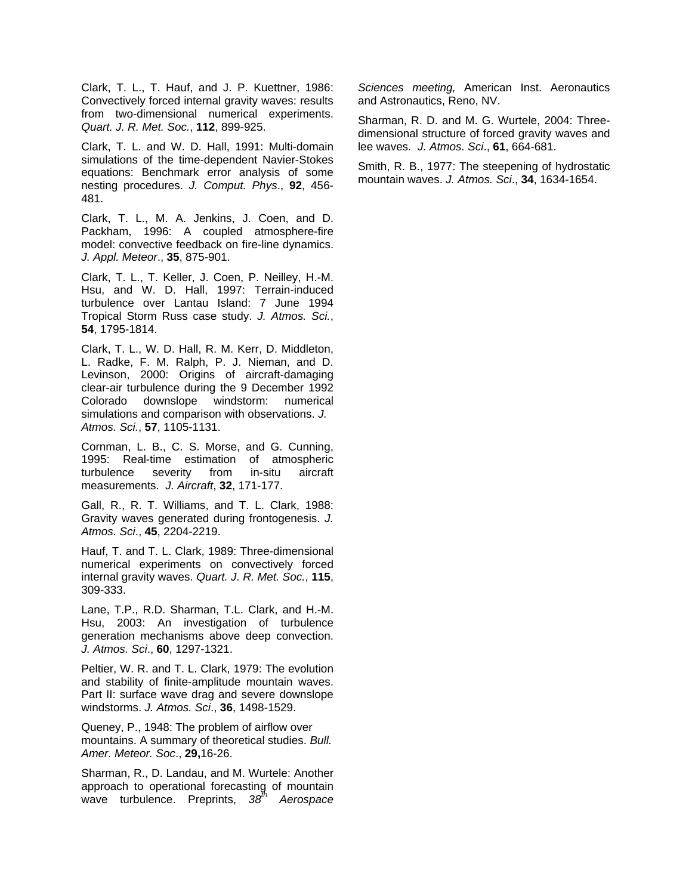Clark, T. L., T. Hauf, and J. P. Kuettner, 1986: Convectively forced internal gravity waves: results from two-dimensional numerical experiments. *Quart. J. R. Met. Soc.*, **112**, 899-925.

Clark, T. L. and W. D. Hall, 1991: Multi-domain simulations of the time-dependent Navier-Stokes equations: Benchmark error analysis of some nesting procedures. *J. Comput. Phys*., **92**, 456-481.

Clark, T. L., M. A. Jenkins, J. Coen, and D. Packham, 1996: A coupled atmosphere-fire model: convective feedback on fire-line dynamics. *J. Appl. Meteor*., **35**, 875-901.

Clark, T. L., T. Keller, J. Coen, P. Neilley, H.-M. Hsu, and W. D. Hall, 1997: Terrain-induced turbulence over Lantau Island: 7 June 1994 Tropical Storm Russ case study. *J. Atmos. Sci.*, **54**, 1795-1814.

Clark, T. L., W. D. Hall, R. M. Kerr, D. Middleton, L. Radke, F. M. Ralph, P. J. Nieman, and D. Levinson, 2000: Origins of aircraft-damaging clear-air turbulence during the 9 December 1992 Colorado downslope windstorm: numerical simulations and comparison with observations. *J. Atmos. Sci.*, **57**, 1105-1131.

Cornman, L. B., C. S. Morse, and G. Cunning, 1995: Real-time estimation of atmospheric turbulence severity from in-situ aircraft measurements. *J. Aircraft*, **32**, 171-177.

Gall, R., R. T. Williams, and T. L. Clark, 1988: Gravity waves generated during frontogenesis. *J. Atmos. Sci*., **45**, 2204-2219.

Hauf, T. and T. L. Clark, 1989: Three-dimensional numerical experiments on convectively forced internal gravity waves. *Quart. J. R. Met. Soc.*, **115**, 309-333.

Lane, T.P., R.D. Sharman, T.L. Clark, and H.-M. Hsu, 2003: An investigation of turbulence generation mechanisms above deep convection. *J. Atmos. Sci*., **60**, 1297-1321.

Peltier, W. R. and T. L. Clark, 1979: The evolution and stability of finite-amplitude mountain waves. Part II: surface wave drag and severe downslope windstorms. *J. Atmos. Sci*., **36**, 1498-1529.

Queney, P., 1948: The problem of airflow over mountains. A summary of theoretical studies. *Bull. Amer. Meteor. Soc*., **29,**16-26.

Sharman, R., D. Landau, and M. Wurtele: Another approach to operational forecasting of mountain wave turbulence. Preprints, *38th Aerospace Sciences meeting,* American Inst. Aeronautics and Astronautics, Reno, NV.

Sharman, R. D. and M. G. Wurtele, 2004: Three-dimensional structure of forced gravity waves and lee waves. *J. Atmos. Sci*., **61**, 664-681.

Smith, R. B., 1977: The steepening of hydrostatic mountain waves. *J. Atmos. Sci*., **34**, 1634-1654.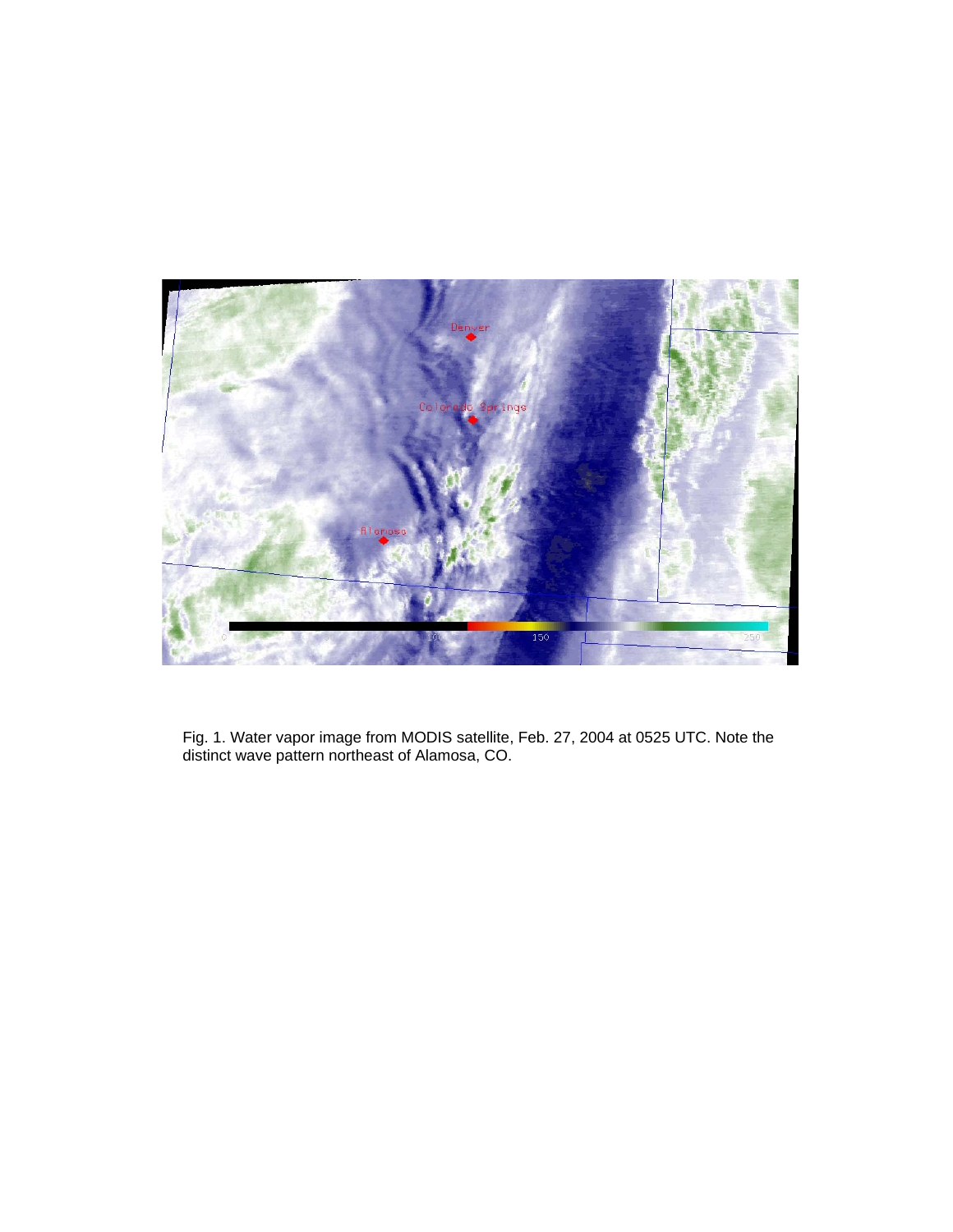Fig. 1. Water vapor image from MODIS satellite, Feb. 27, 2004 at 0525 UTC. Note the distinct wave pattern northeast of Alamosa, CO.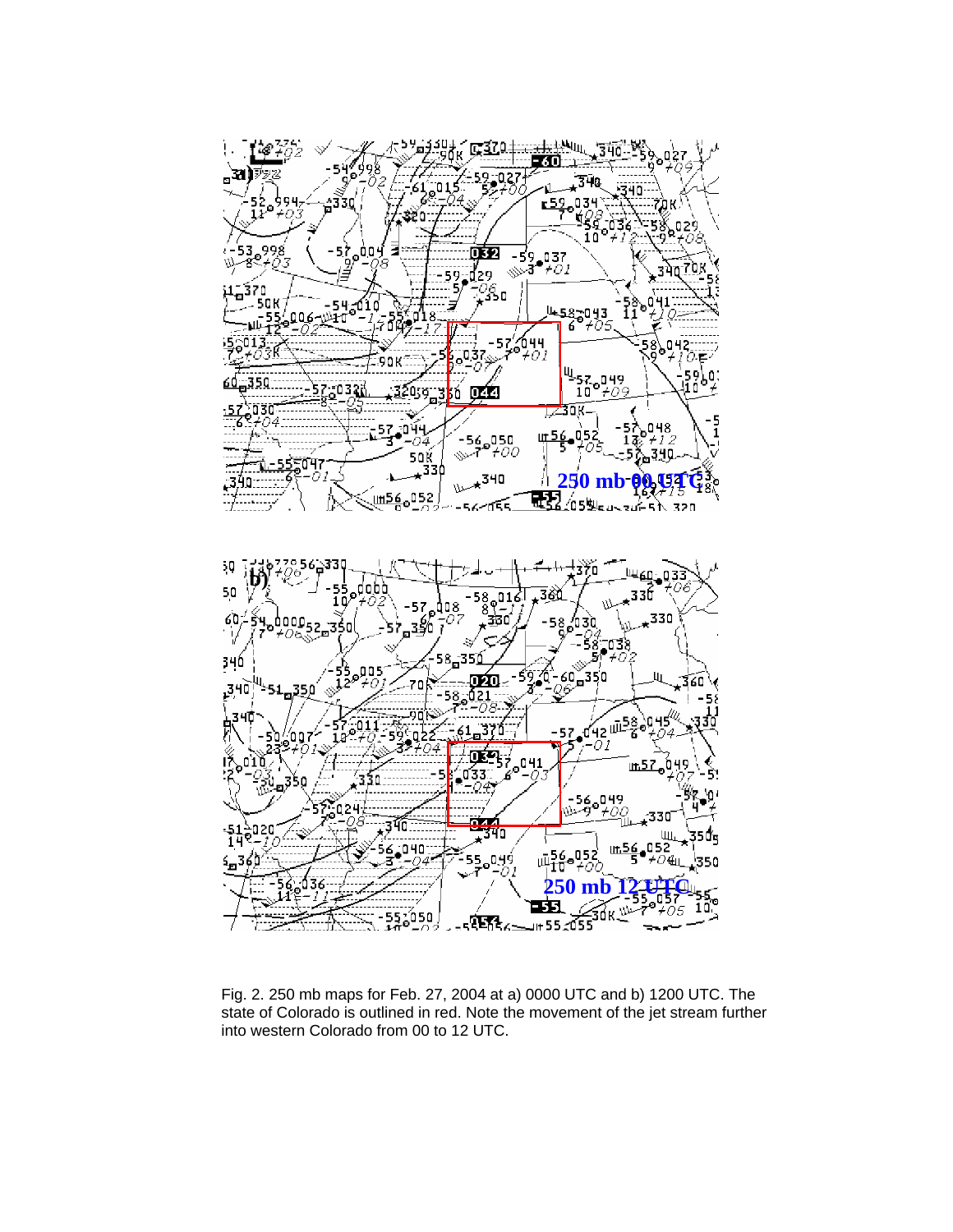Fig. 2. 250 mb maps for Feb. 27, 2004 at a) 0000 UTC and b) 1200 UTC. The state of Colorado is outlined in red. Note the movement of the jet stream further into western Colorado from 00 to 12 UTC.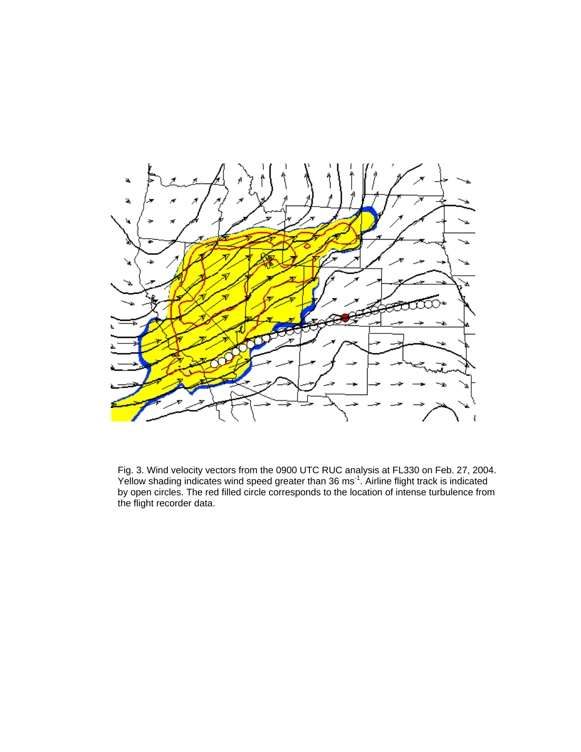Fig. 3. Wind velocity vectors from the 0900 UTC RUC analysis at FL330 on Feb. 27, 2004. Yellow shading indicates wind speed greater than 36 $ms^{-1}$. Airline flight track is indicated by open circles. The red filled circle corresponds to the location of intense turbulence from the flight recorder data.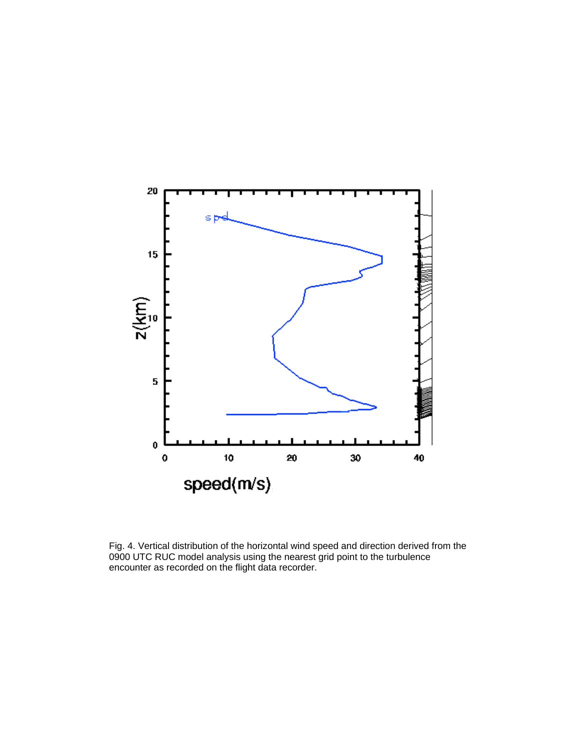Fig. 4. Vertical distribution of the horizontal wind speed and direction derived from the 0900 UTC RUC model analysis using the nearest grid point to the turbulence encounter as recorded on the flight data recorder.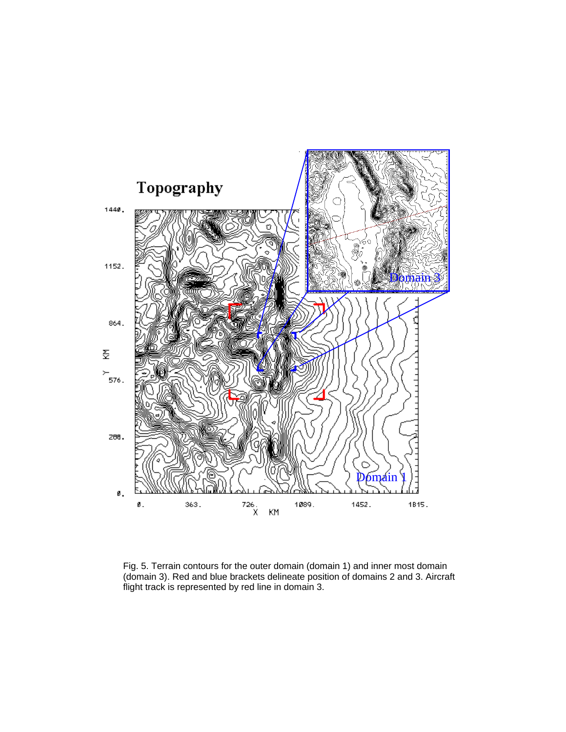Fig. 5. Terrain contours for the outer domain (domain 1) and inner most domain (domain 3). Red and blue brackets delineate position of domains 2 and 3. Aircraft flight track is represented by red line in domain 3.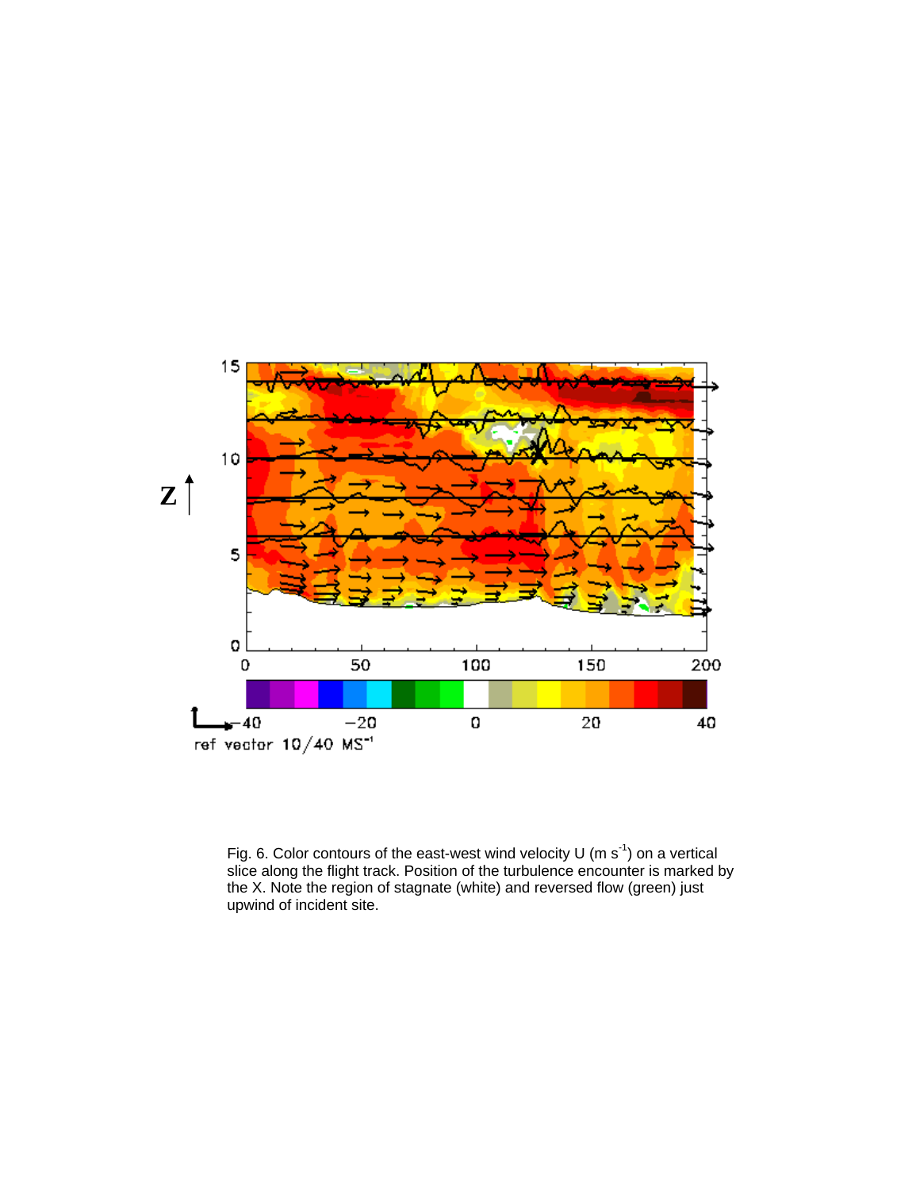Fig. 6. Color contours of the east-west wind velocity U (m $s^{-1}$) on a vertical slice along the flight track. Position of the turbulence encounter is marked by the X. Note the region of stagnate (white) and reversed flow (green) just upwind of incident site.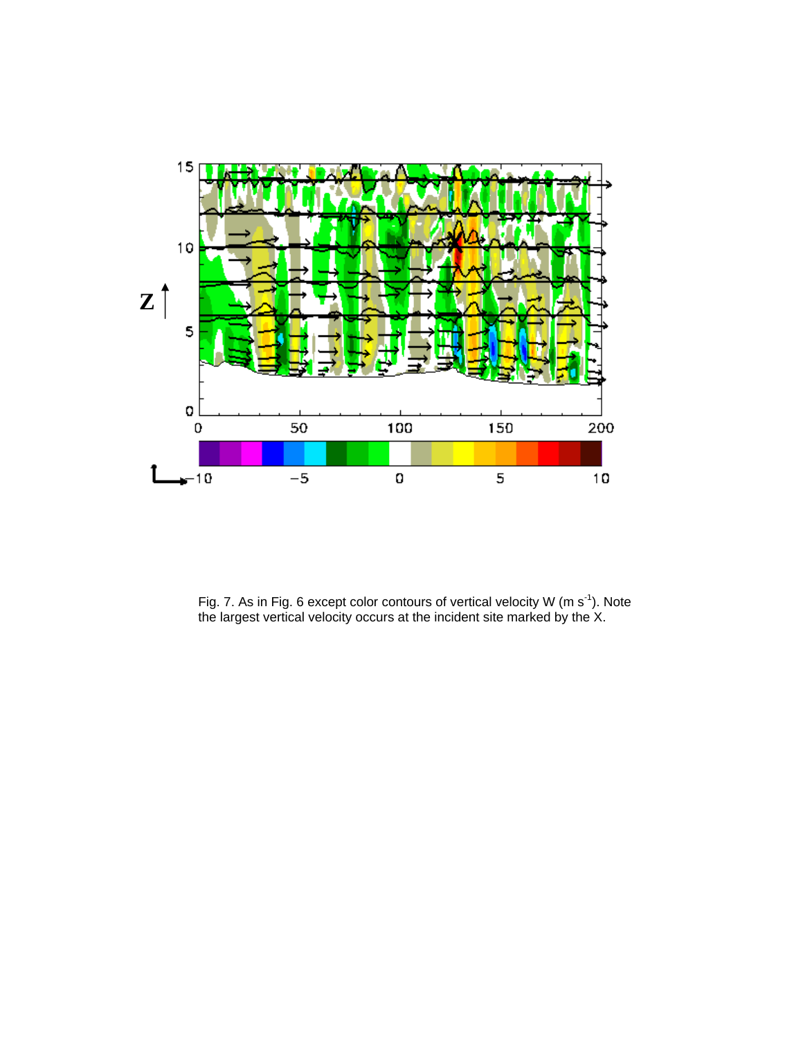Fig. 7. As in Fig. 6 except color contours of vertical velocity W (m $s^{-1}$). Note the largest vertical velocity occurs at the incident site marked by the X.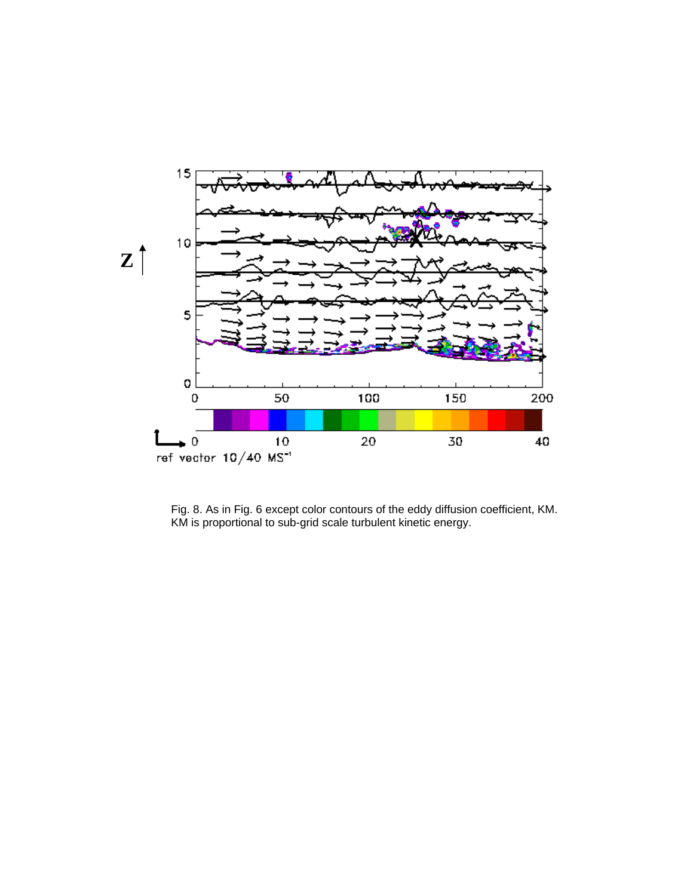Fig. 8. As in Fig. 6 except color contours of the eddy diffusion coefficient, KM. KM is proportional to sub-grid scale turbulent kinetic energy.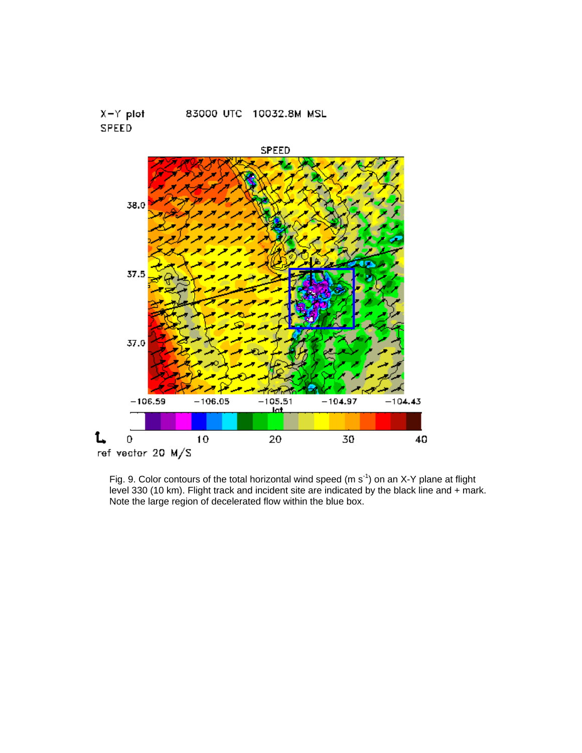Fig. 9. Color contours of the total horizontal wind speed (m $s^{-1}$) on an X-Y plane at flight level 330 (10 km). Flight track and incident site are indicated by the black line and + mark. Note the large region of decelerated flow within the blue box.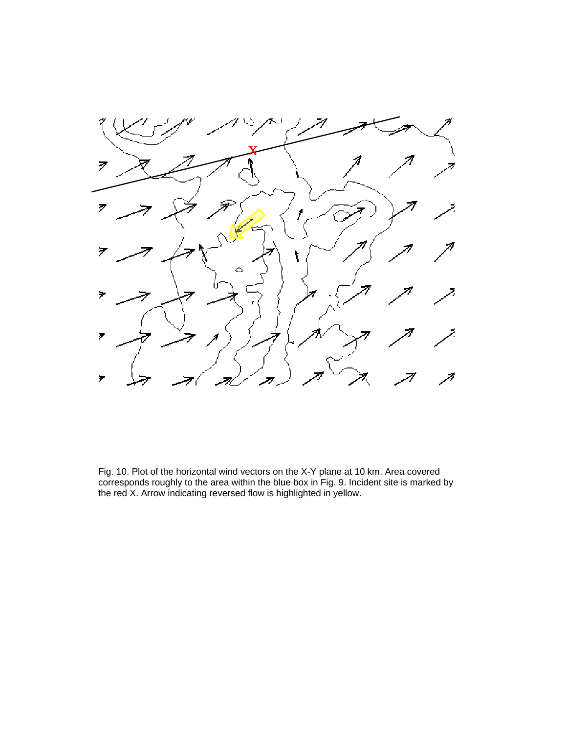Fig. 10. Plot of the horizontal wind vectors on the X-Y plane at 10 km. Area covered corresponds roughly to the area within the blue box in Fig. 9. Incident site is marked by the red X. Arrow indicating reversed flow is highlighted in yellow.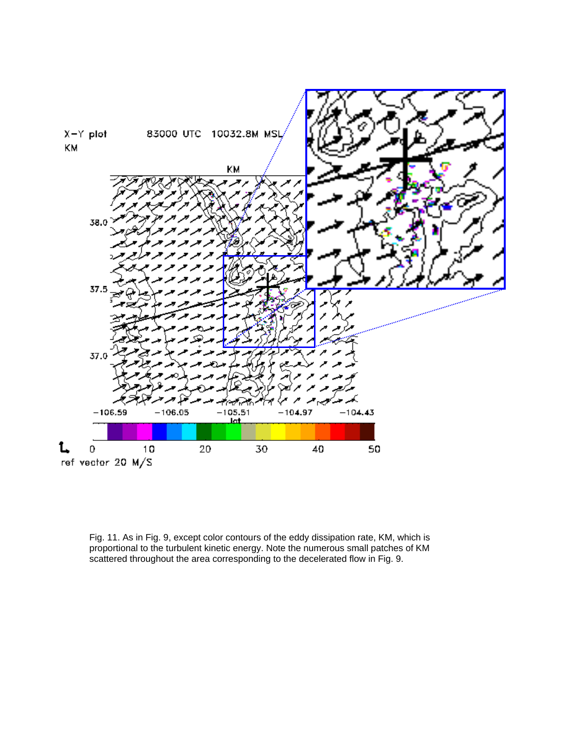X−Y plot 83000 UTC 10032.8M MSL

KM

KM

38.0

37.5

37.0

−106.59 −106.05 −105.51 −104.97 −104.43

lat

0 10 20 30 40 50

ref vector 20 M/S

Fig. 11. As in Fig. 9, except color contours of the eddy dissipation rate, KM, which is proportional to the turbulent kinetic energy. Note the numerous small patches of KM scattered throughout the area corresponding to the decelerated flow in Fig. 9.